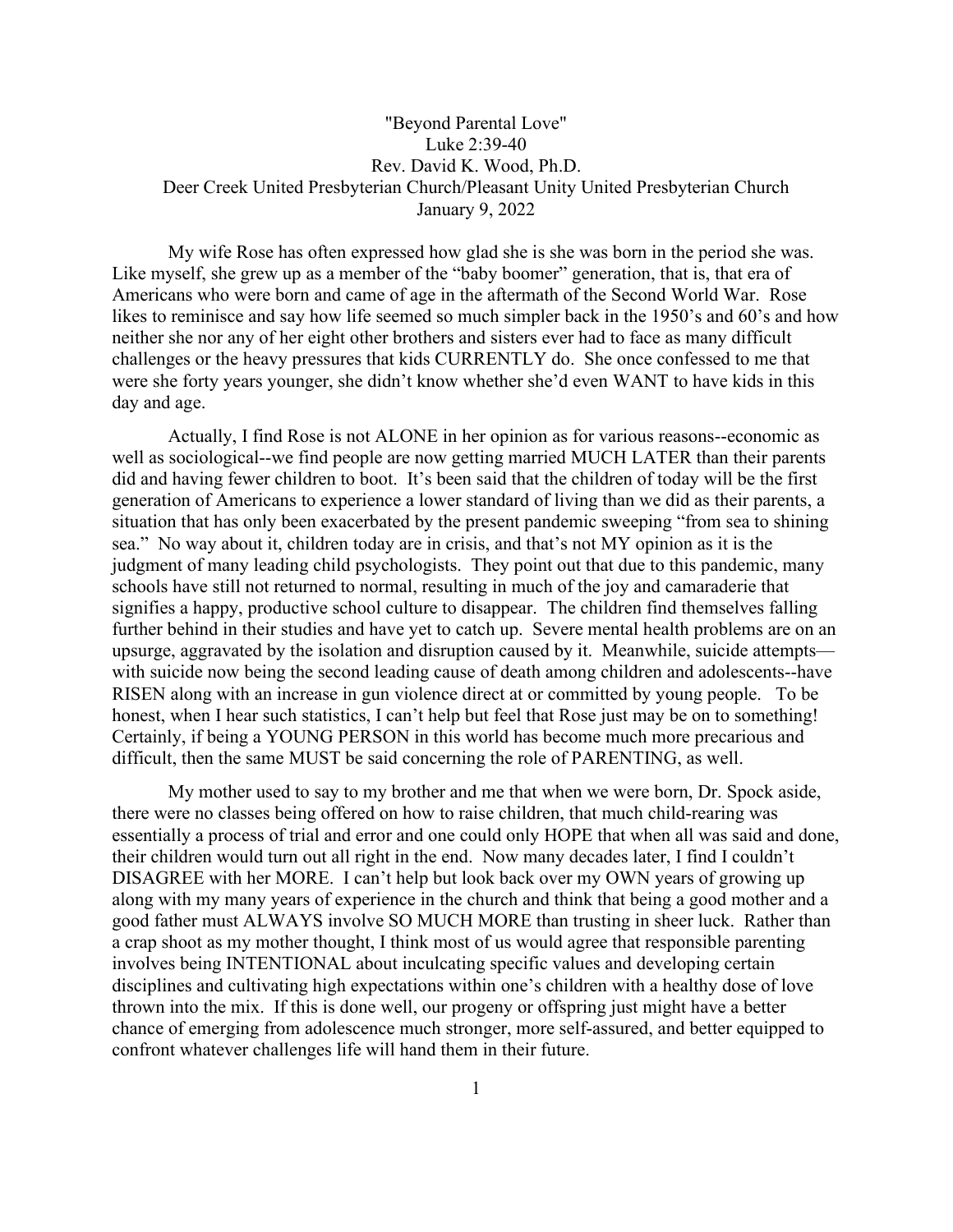"Beyond Parental Love"
Luke 2:39-40
Rev. David K. Wood, Ph.D.
Deer Creek United Presbyterian Church/Pleasant Unity United Presbyterian Church
January 9, 2022

My wife Rose has often expressed how glad she is she was born in the period she was. Like myself, she grew up as a member of the "baby boomer" generation, that is, that era of Americans who were born and came of age in the aftermath of the Second World War. Rose likes to reminisce and say how life seemed so much simpler back in the 1950's and 60's and how neither she nor any of her eight other brothers and sisters ever had to face as many difficult challenges or the heavy pressures that kids CURRENTLY do. She once confessed to me that were she forty years younger, she didn't know whether she'd even WANT to have kids in this day and age.

Actually, I find Rose is not ALONE in her opinion as for various reasons--economic as well as sociological--we find people are now getting married MUCH LATER than their parents did and having fewer children to boot. It's been said that the children of today will be the first generation of Americans to experience a lower standard of living than we did as their parents, a situation that has only been exacerbated by the present pandemic sweeping "from sea to shining sea." No way about it, children today are in crisis, and that's not MY opinion as it is the judgment of many leading child psychologists. They point out that due to this pandemic, many schools have still not returned to normal, resulting in much of the joy and camaraderie that signifies a happy, productive school culture to disappear. The children find themselves falling further behind in their studies and have yet to catch up. Severe mental health problems are on an upsurge, aggravated by the isolation and disruption caused by it. Meanwhile, suicide attempts—with suicide now being the second leading cause of death among children and adolescents--have RISEN along with an increase in gun violence direct at or committed by young people. To be honest, when I hear such statistics, I can't help but feel that Rose just may be on to something! Certainly, if being a YOUNG PERSON in this world has become much more precarious and difficult, then the same MUST be said concerning the role of PARENTING, as well.

My mother used to say to my brother and me that when we were born, Dr. Spock aside, there were no classes being offered on how to raise children, that much child-rearing was essentially a process of trial and error and one could only HOPE that when all was said and done, their children would turn out all right in the end. Now many decades later, I find I couldn't DISAGREE with her MORE. I can't help but look back over my OWN years of growing up along with my many years of experience in the church and think that being a good mother and a good father must ALWAYS involve SO MUCH MORE than trusting in sheer luck. Rather than a crap shoot as my mother thought, I think most of us would agree that responsible parenting involves being INTENTIONAL about inculcating specific values and developing certain disciplines and cultivating high expectations within one's children with a healthy dose of love thrown into the mix. If this is done well, our progeny or offspring just might have a better chance of emerging from adolescence much stronger, more self-assured, and better equipped to confront whatever challenges life will hand them in their future.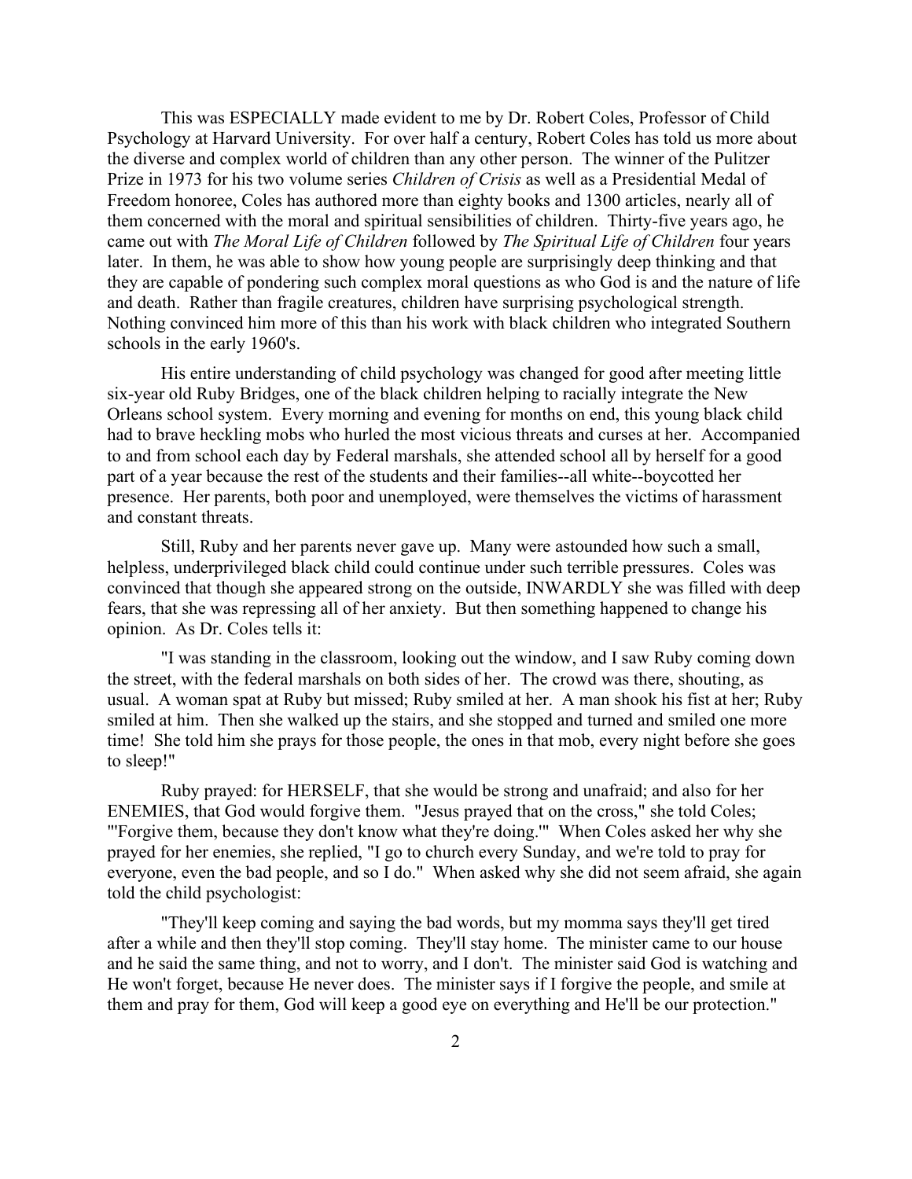This was ESPECIALLY made evident to me by Dr. Robert Coles, Professor of Child Psychology at Harvard University. For over half a century, Robert Coles has told us more about the diverse and complex world of children than any other person. The winner of the Pulitzer Prize in 1973 for his two volume series *Children of Crisis* as well as a Presidential Medal of Freedom honoree, Coles has authored more than eighty books and 1300 articles, nearly all of them concerned with the moral and spiritual sensibilities of children. Thirty-five years ago, he came out with *The Moral Life of Children* followed by *The Spiritual Life of Children* four years later. In them, he was able to show how young people are surprisingly deep thinking and that they are capable of pondering such complex moral questions as who God is and the nature of life and death. Rather than fragile creatures, children have surprising psychological strength. Nothing convinced him more of this than his work with black children who integrated Southern schools in the early 1960's.

His entire understanding of child psychology was changed for good after meeting little six-year old Ruby Bridges, one of the black children helping to racially integrate the New Orleans school system. Every morning and evening for months on end, this young black child had to brave heckling mobs who hurled the most vicious threats and curses at her. Accompanied to and from school each day by Federal marshals, she attended school all by herself for a good part of a year because the rest of the students and their families--all white--boycotted her presence. Her parents, both poor and unemployed, were themselves the victims of harassment and constant threats.

Still, Ruby and her parents never gave up. Many were astounded how such a small, helpless, underprivileged black child could continue under such terrible pressures. Coles was convinced that though she appeared strong on the outside, INWARDLY she was filled with deep fears, that she was repressing all of her anxiety. But then something happened to change his opinion. As Dr. Coles tells it:

"I was standing in the classroom, looking out the window, and I saw Ruby coming down the street, with the federal marshals on both sides of her. The crowd was there, shouting, as usual. A woman spat at Ruby but missed; Ruby smiled at her. A man shook his fist at her; Ruby smiled at him. Then she walked up the stairs, and she stopped and turned and smiled one more time! She told him she prays for those people, the ones in that mob, every night before she goes to sleep!"

Ruby prayed: for HERSELF, that she would be strong and unafraid; and also for her ENEMIES, that God would forgive them. "Jesus prayed that on the cross," she told Coles; "'Forgive them, because they don't know what they're doing.'" When Coles asked her why she prayed for her enemies, she replied, "I go to church every Sunday, and we're told to pray for everyone, even the bad people, and so I do." When asked why she did not seem afraid, she again told the child psychologist:

"They'll keep coming and saying the bad words, but my momma says they'll get tired after a while and then they'll stop coming. They'll stay home. The minister came to our house and he said the same thing, and not to worry, and I don't. The minister said God is watching and He won't forget, because He never does. The minister says if I forgive the people, and smile at them and pray for them, God will keep a good eye on everything and He'll be our protection."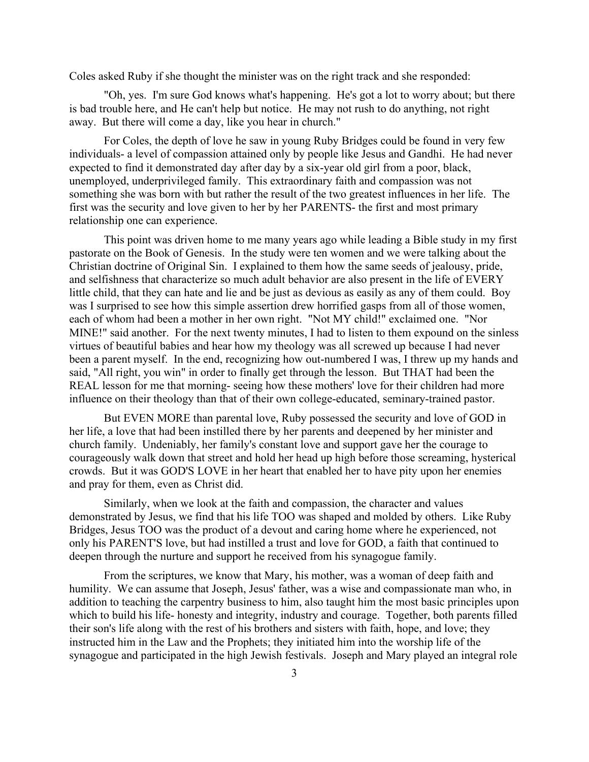Coles asked Ruby if she thought the minister was on the right track and she responded:

"Oh, yes. I'm sure God knows what's happening. He's got a lot to worry about; but there is bad trouble here, and He can't help but notice. He may not rush to do anything, not right away. But there will come a day, like you hear in church."

For Coles, the depth of love he saw in young Ruby Bridges could be found in very few individuals- a level of compassion attained only by people like Jesus and Gandhi. He had never expected to find it demonstrated day after day by a six-year old girl from a poor, black, unemployed, underprivileged family. This extraordinary faith and compassion was not something she was born with but rather the result of the two greatest influences in her life. The first was the security and love given to her by her PARENTS- the first and most primary relationship one can experience.

This point was driven home to me many years ago while leading a Bible study in my first pastorate on the Book of Genesis. In the study were ten women and we were talking about the Christian doctrine of Original Sin. I explained to them how the same seeds of jealousy, pride, and selfishness that characterize so much adult behavior are also present in the life of EVERY little child, that they can hate and lie and be just as devious as easily as any of them could. Boy was I surprised to see how this simple assertion drew horrified gasps from all of those women, each of whom had been a mother in her own right. "Not MY child!" exclaimed one. "Nor MINE!" said another. For the next twenty minutes, I had to listen to them expound on the sinless virtues of beautiful babies and hear how my theology was all screwed up because I had never been a parent myself. In the end, recognizing how out-numbered I was, I threw up my hands and said, "All right, you win" in order to finally get through the lesson. But THAT had been the REAL lesson for me that morning- seeing how these mothers' love for their children had more influence on their theology than that of their own college-educated, seminary-trained pastor.

But EVEN MORE than parental love, Ruby possessed the security and love of GOD in her life, a love that had been instilled there by her parents and deepened by her minister and church family. Undeniably, her family's constant love and support gave her the courage to courageously walk down that street and hold her head up high before those screaming, hysterical crowds. But it was GOD'S LOVE in her heart that enabled her to have pity upon her enemies and pray for them, even as Christ did.

Similarly, when we look at the faith and compassion, the character and values demonstrated by Jesus, we find that his life TOO was shaped and molded by others. Like Ruby Bridges, Jesus TOO was the product of a devout and caring home where he experienced, not only his PARENT'S love, but had instilled a trust and love for GOD, a faith that continued to deepen through the nurture and support he received from his synagogue family.

From the scriptures, we know that Mary, his mother, was a woman of deep faith and humility. We can assume that Joseph, Jesus' father, was a wise and compassionate man who, in addition to teaching the carpentry business to him, also taught him the most basic principles upon which to build his life- honesty and integrity, industry and courage. Together, both parents filled their son's life along with the rest of his brothers and sisters with faith, hope, and love; they instructed him in the Law and the Prophets; they initiated him into the worship life of the synagogue and participated in the high Jewish festivals. Joseph and Mary played an integral role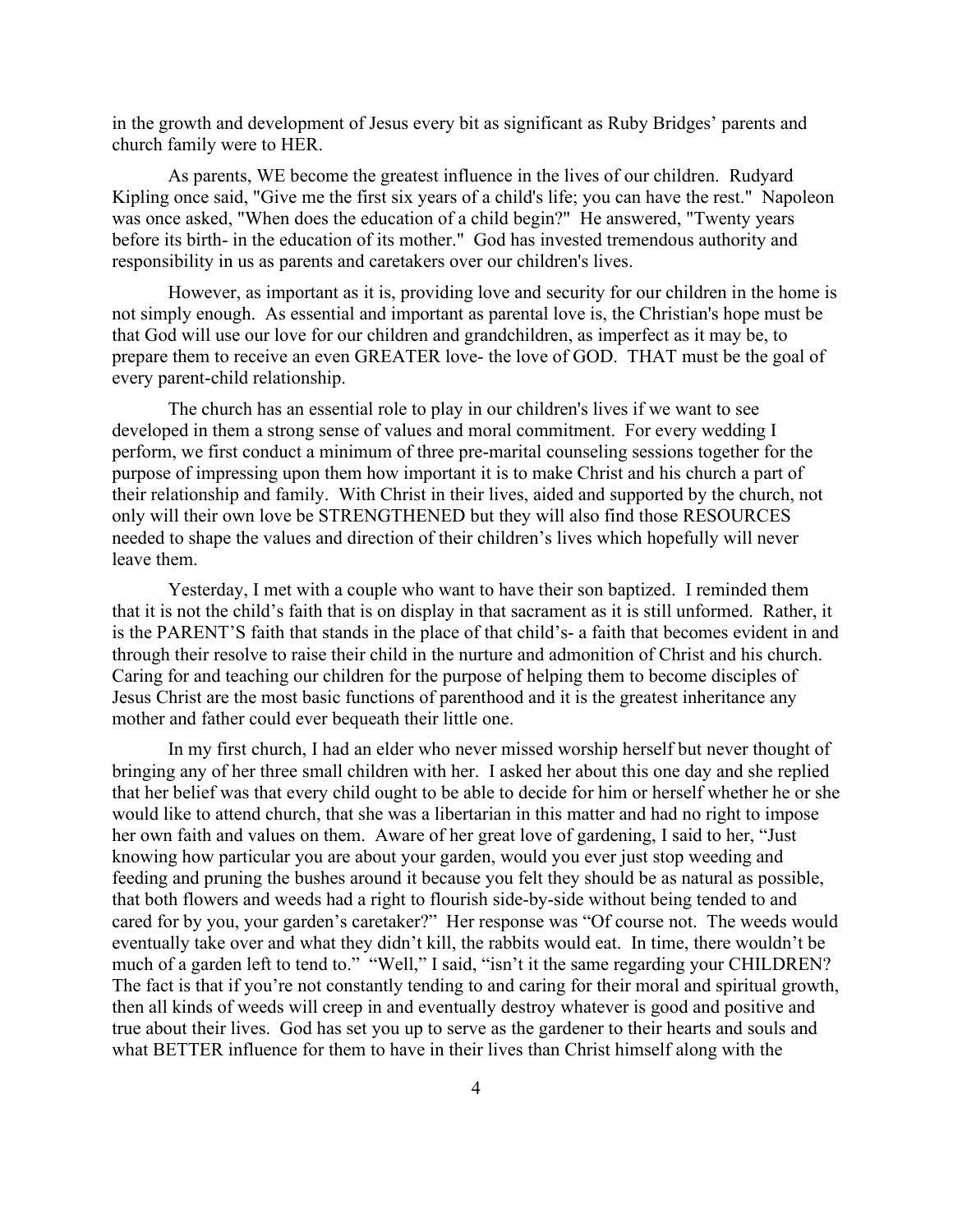in the growth and development of Jesus every bit as significant as Ruby Bridges' parents and church family were to HER.

As parents, WE become the greatest influence in the lives of our children. Rudyard Kipling once said, "Give me the first six years of a child's life; you can have the rest." Napoleon was once asked, "When does the education of a child begin?" He answered, "Twenty years before its birth- in the education of its mother." God has invested tremendous authority and responsibility in us as parents and caretakers over our children's lives.

However, as important as it is, providing love and security for our children in the home is not simply enough. As essential and important as parental love is, the Christian's hope must be that God will use our love for our children and grandchildren, as imperfect as it may be, to prepare them to receive an even GREATER love- the love of GOD. THAT must be the goal of every parent-child relationship.

The church has an essential role to play in our children's lives if we want to see developed in them a strong sense of values and moral commitment. For every wedding I perform, we first conduct a minimum of three pre-marital counseling sessions together for the purpose of impressing upon them how important it is to make Christ and his church a part of their relationship and family. With Christ in their lives, aided and supported by the church, not only will their own love be STRENGTHENED but they will also find those RESOURCES needed to shape the values and direction of their children's lives which hopefully will never leave them.

Yesterday, I met with a couple who want to have their son baptized. I reminded them that it is not the child's faith that is on display in that sacrament as it is still unformed. Rather, it is the PARENT'S faith that stands in the place of that child's- a faith that becomes evident in and through their resolve to raise their child in the nurture and admonition of Christ and his church. Caring for and teaching our children for the purpose of helping them to become disciples of Jesus Christ are the most basic functions of parenthood and it is the greatest inheritance any mother and father could ever bequeath their little one.

In my first church, I had an elder who never missed worship herself but never thought of bringing any of her three small children with her. I asked her about this one day and she replied that her belief was that every child ought to be able to decide for him or herself whether he or she would like to attend church, that she was a libertarian in this matter and had no right to impose her own faith and values on them. Aware of her great love of gardening, I said to her, "Just knowing how particular you are about your garden, would you ever just stop weeding and feeding and pruning the bushes around it because you felt they should be as natural as possible, that both flowers and weeds had a right to flourish side-by-side without being tended to and cared for by you, your garden's caretaker?" Her response was "Of course not. The weeds would eventually take over and what they didn't kill, the rabbits would eat. In time, there wouldn't be much of a garden left to tend to." "Well," I said, "isn't it the same regarding your CHILDREN? The fact is that if you're not constantly tending to and caring for their moral and spiritual growth, then all kinds of weeds will creep in and eventually destroy whatever is good and positive and true about their lives. God has set you up to serve as the gardener to their hearts and souls and what BETTER influence for them to have in their lives than Christ himself along with the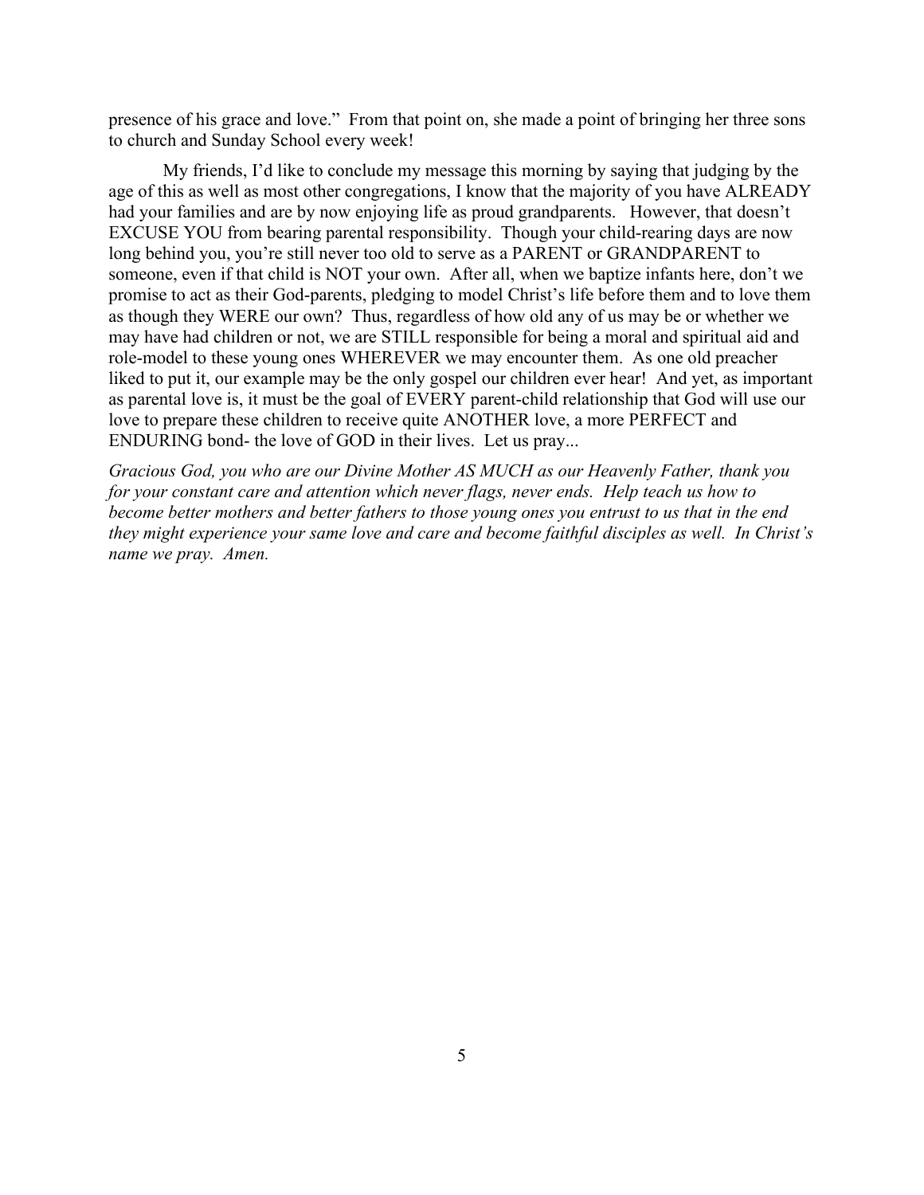presence of his grace and love." From that point on, she made a point of bringing her three sons to church and Sunday School every week!

My friends, I'd like to conclude my message this morning by saying that judging by the age of this as well as most other congregations, I know that the majority of you have ALREADY had your families and are by now enjoying life as proud grandparents. However, that doesn't EXCUSE YOU from bearing parental responsibility. Though your child-rearing days are now long behind you, you're still never too old to serve as a PARENT or GRANDPARENT to someone, even if that child is NOT your own. After all, when we baptize infants here, don't we promise to act as their God-parents, pledging to model Christ's life before them and to love them as though they WERE our own? Thus, regardless of how old any of us may be or whether we may have had children or not, we are STILL responsible for being a moral and spiritual aid and role-model to these young ones WHEREVER we may encounter them. As one old preacher liked to put it, our example may be the only gospel our children ever hear! And yet, as important as parental love is, it must be the goal of EVERY parent-child relationship that God will use our love to prepare these children to receive quite ANOTHER love, a more PERFECT and ENDURING bond- the love of GOD in their lives. Let us pray...

*Gracious God, you who are our Divine Mother AS MUCH as our Heavenly Father, thank you for your constant care and attention which never flags, never ends. Help teach us how to become better mothers and better fathers to those young ones you entrust to us that in the end they might experience your same love and care and become faithful disciples as well. In Christ's name we pray. Amen.*